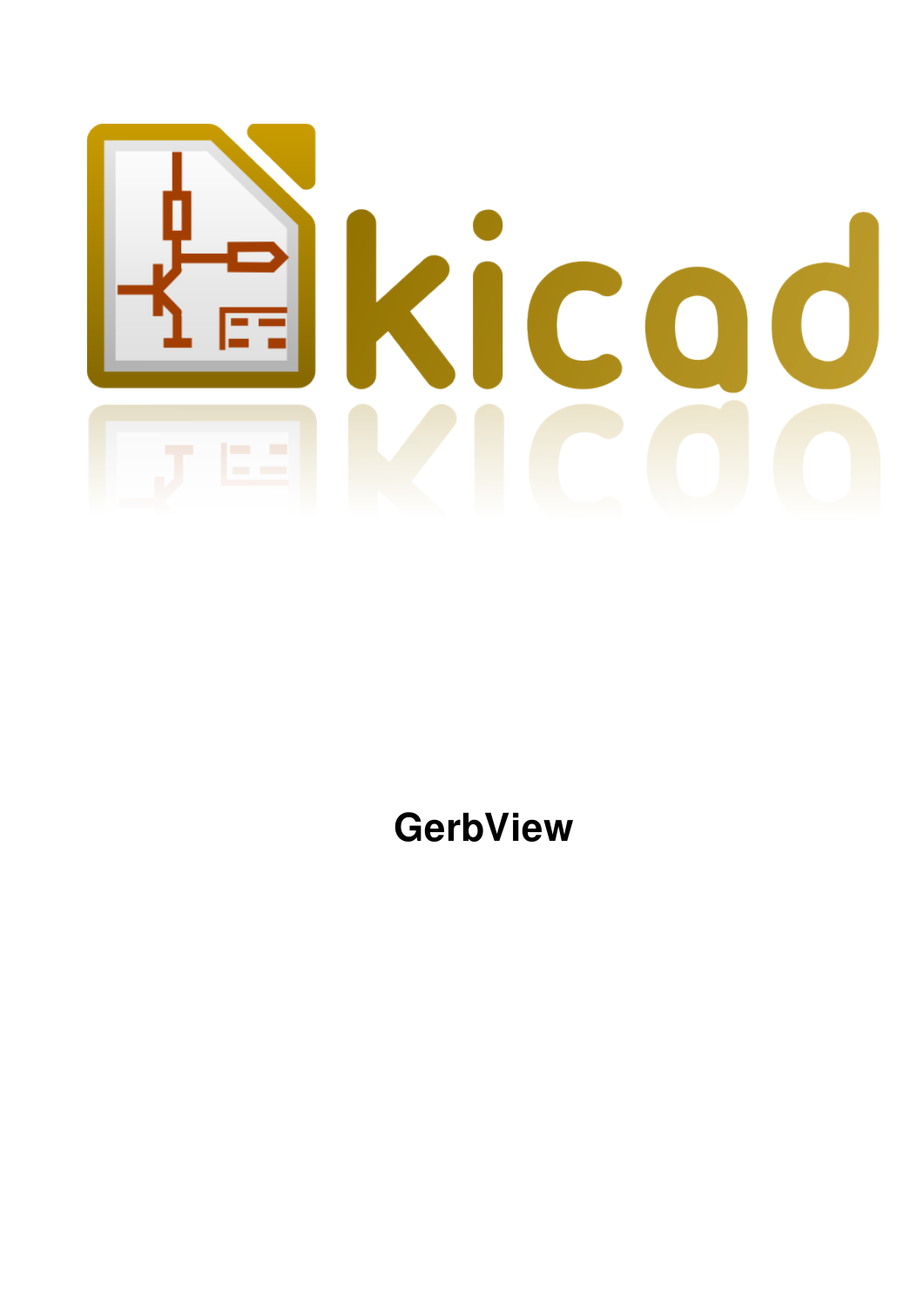# GerbView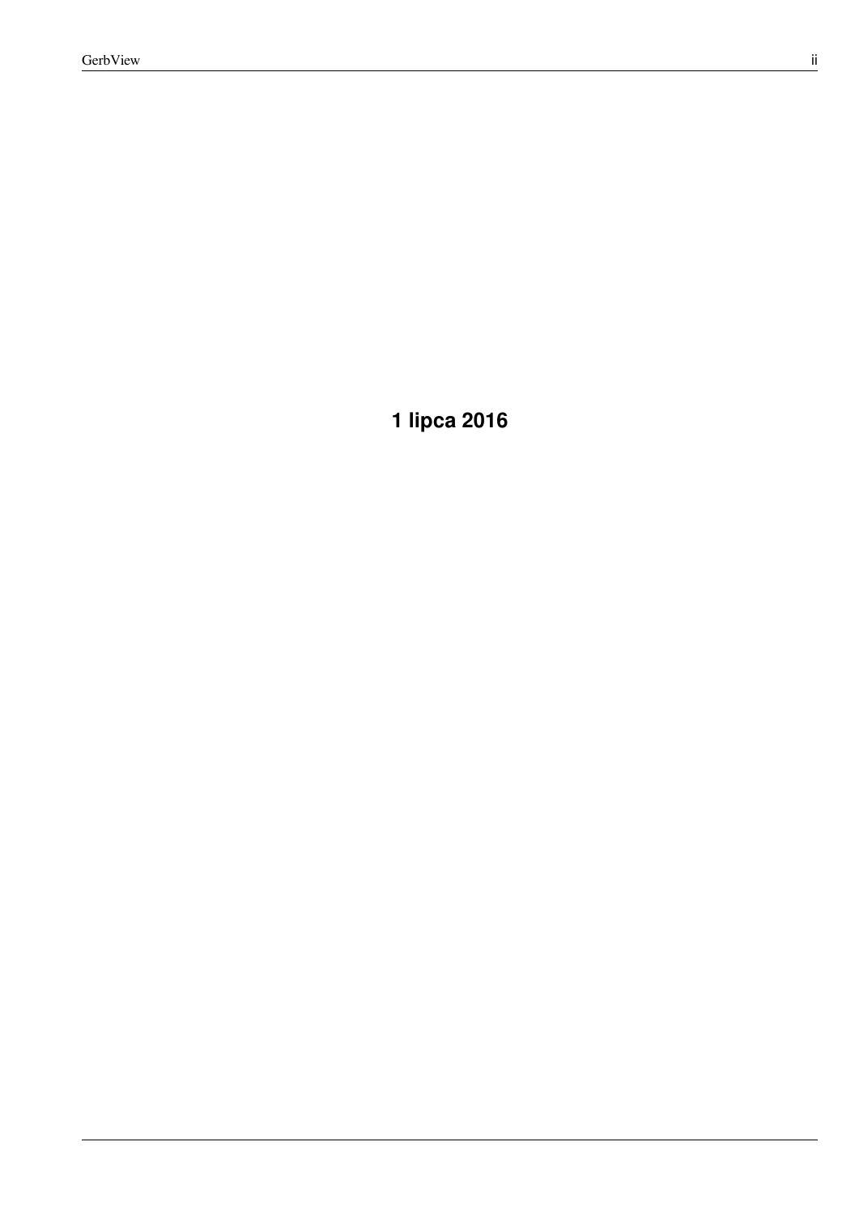**1 lipca 2016**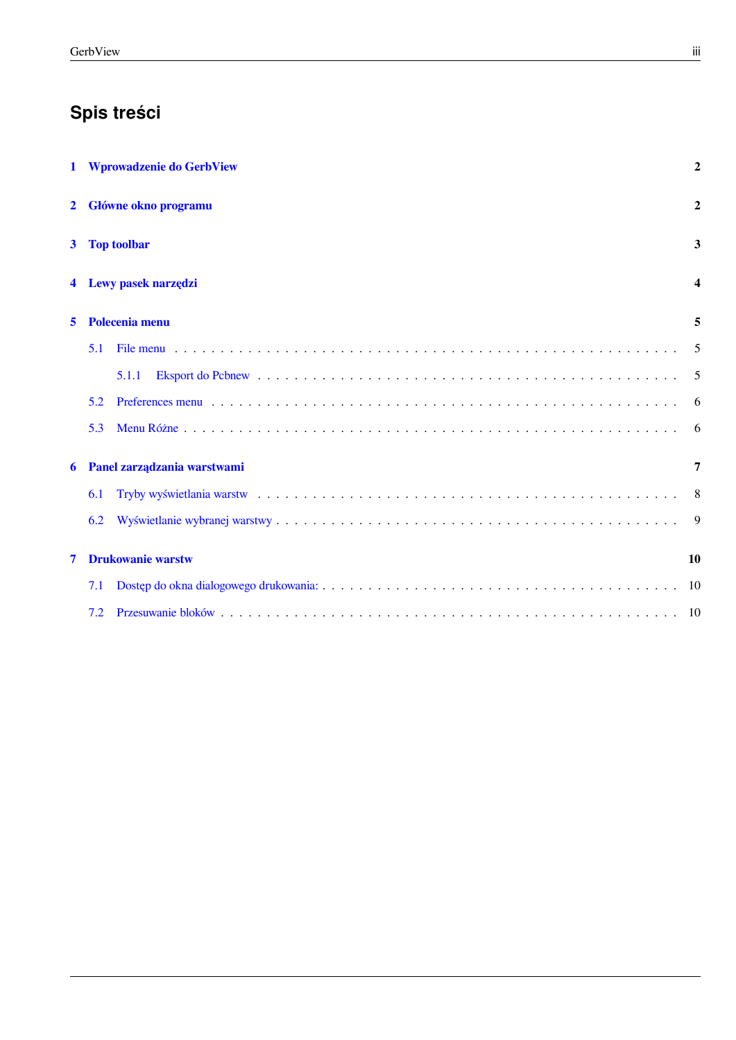# Spis treści

**1 Wprowadzenie do GerbView** **2**

**2 Główne okno programu** **2**

**3 Top toolbar** **3**

**4 Lewy pasek narzędzi** **4**

**5 Polecenia menu** **5**

- 5.1 File menu . . . . . . . . . . . . . . . . . . . . . . . . . . . . . . . . . . . . . . . . . . . . . . 5
  - 5.1.1 Eksport do Pcbnew . . . . . . . . . . . . . . . . . . . . . . . . . . . . . . . . . . . . . . 5
- 5.2 Preferences menu . . . . . . . . . . . . . . . . . . . . . . . . . . . . . . . . . . . . . . . . . 6
- 5.3 Menu Różne . . . . . . . . . . . . . . . . . . . . . . . . . . . . . . . . . . . . . . . . . . . . 6

**6 Panel zarządzania warstwami** **7**

- 6.1 Tryby wyświetlania warstw . . . . . . . . . . . . . . . . . . . . . . . . . . . . . . . . . . . . 8
- 6.2 Wyświetlanie wybranej warstwy . . . . . . . . . . . . . . . . . . . . . . . . . . . . . . . . . . 9

**7 Drukowanie warstw** **10**

- 7.1 Dostęp do okna dialogowego drukowania: . . . . . . . . . . . . . . . . . . . . . . . . . . . . . 10
- 7.2 Przesuwanie bloków . . . . . . . . . . . . . . . . . . . . . . . . . . . . . . . . . . . . . . . . 10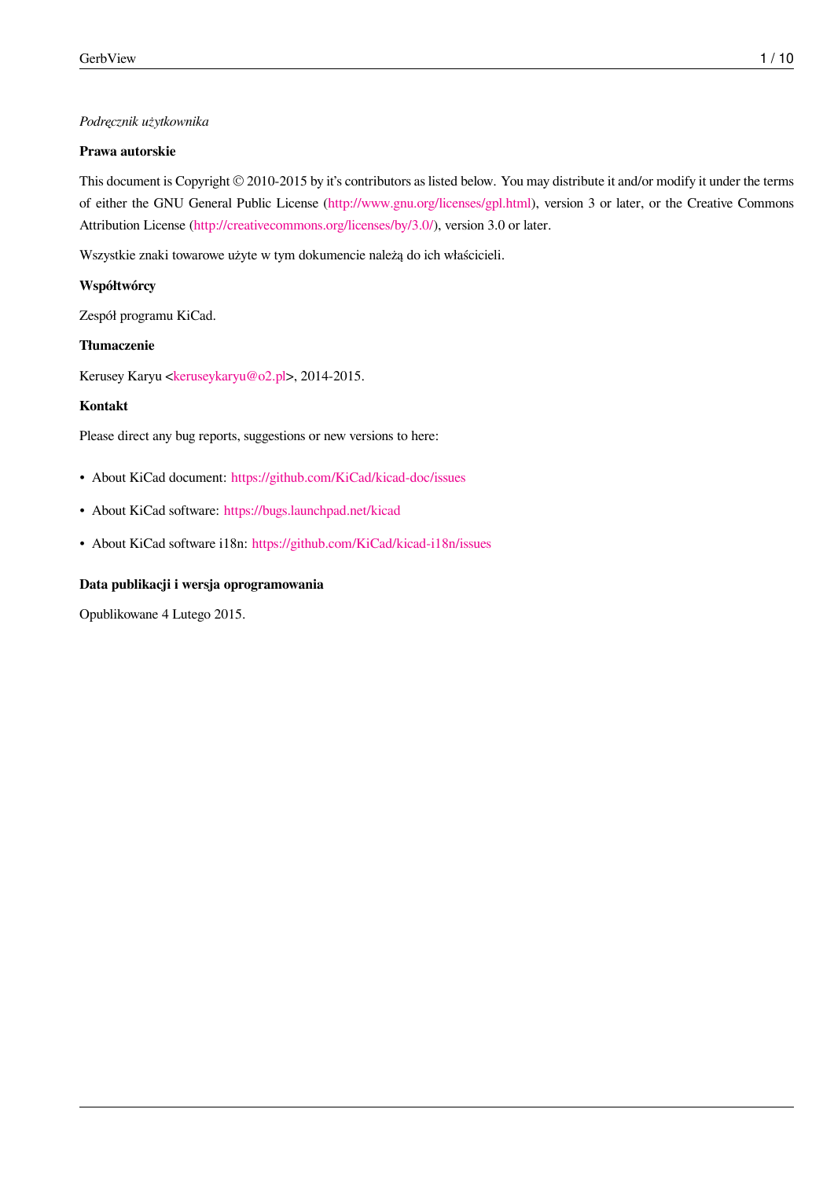*Podręcznik użytkownika*

**Prawa autorskie**

This document is Copyright © 2010-2015 by it's contributors as listed below. You may distribute it and/or modify it under the terms of either the GNU General Public License (http://www.gnu.org/licenses/gpl.html), version 3 or later, or the Creative Commons Attribution License (http://creativecommons.org/licenses/by/3.0/), version 3.0 or later.

Wszystkie znaki towarowe użyte w tym dokumencie należą do ich właścicieli.

**Współtwórcy**

Zespół programu KiCad.

**Tłumaczenie**

Kerusey Karyu <keruseykaryu@o2.pl>, 2014-2015.

**Kontakt**

Please direct any bug reports, suggestions or new versions to here:

- About KiCad document: https://github.com/KiCad/kicad-doc/issues
- About KiCad software: https://bugs.launchpad.net/kicad
- About KiCad software i18n: https://github.com/KiCad/kicad-i18n/issues

**Data publikacji i wersja oprogramowania**

Opublikowane 4 Lutego 2015.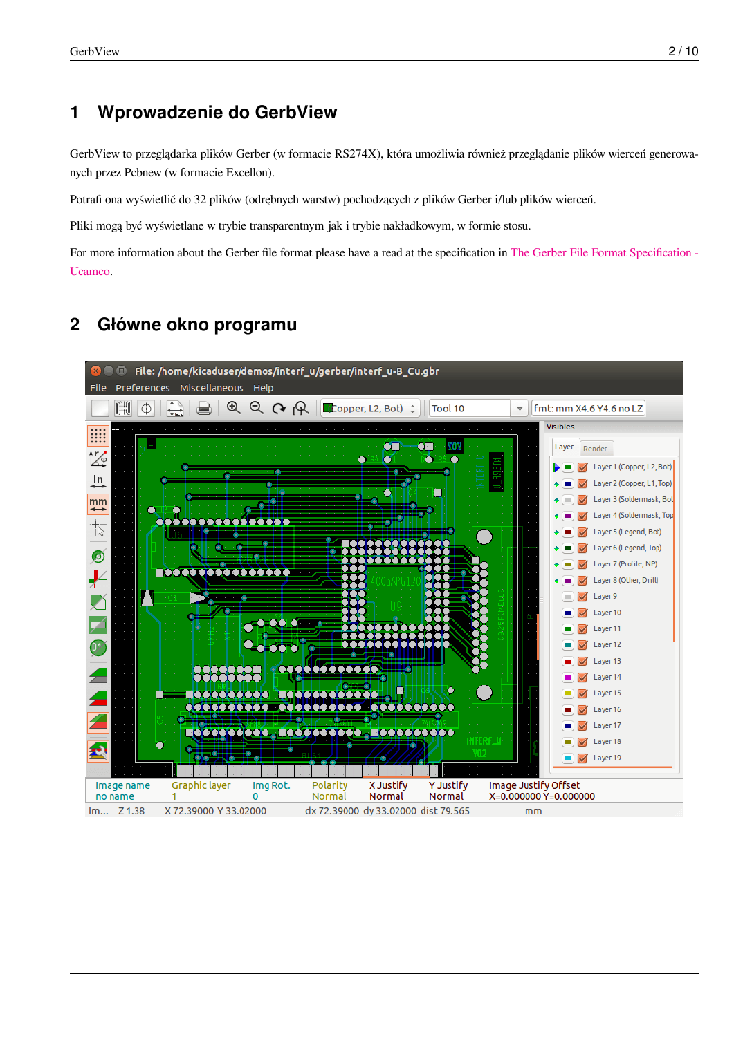# 1 Wprowadzenie do GerbView

GerbView to przeglądarka plików Gerber (w formacie RS274X), która umożliwia również przeglądanie plików wierceń generowanych przez Pcbnew (w formacie Excellon).

Potrafi ona wyświetlić do 32 plików (odrębnych warstw) pochodzących z plików Gerber i/lub plików wierceń.

Pliki mogą być wyświetlane w trybie transparentnym jak i trybie nakładkowym, w formie stosu.

For more information about the Gerber file format please have a read at the specification in The Gerber File Format Specification - Ucamco.

# 2 Główne okno programu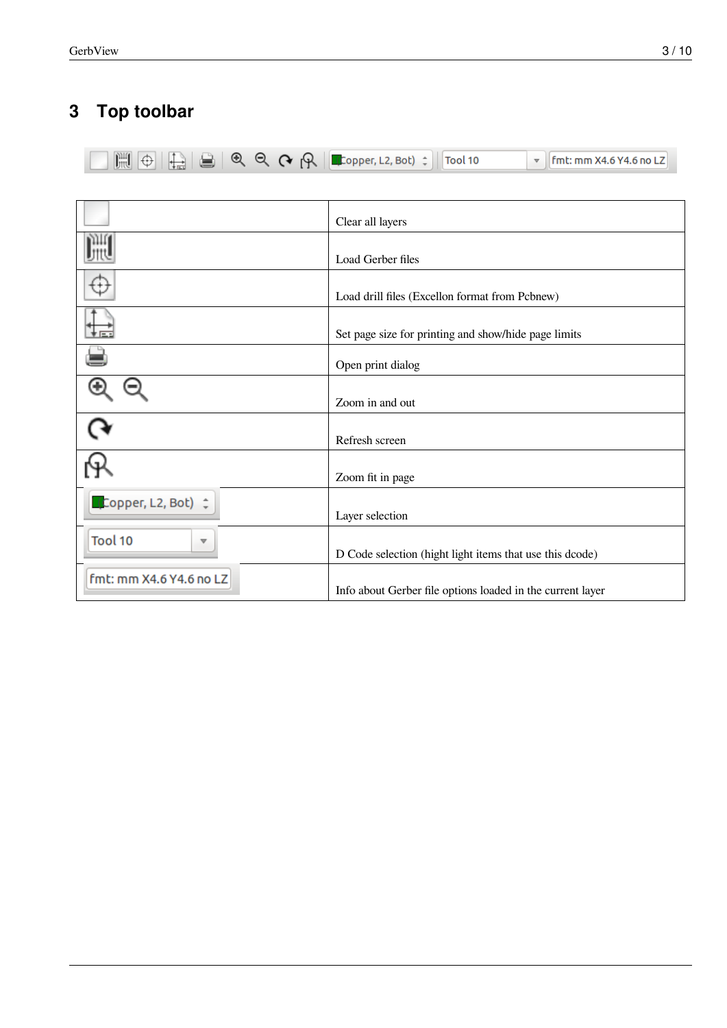## 3 Top toolbar

| | |
|---|---|
| | Clear all layers |
| | Load Gerber files |
| | Load drill files (Excellon format from Pcbnew) |
| | Set page size for printing and show/hide page limits |
| | Open print dialog |
| | Zoom in and out |
| | Refresh screen |
| | Zoom fit in page |
| Copper, L2, Bot) | Layer selection |
| Tool 10 | D Code selection (hight light items that use this dcode) |
| fmt: mm X4.6 Y4.6 no LZ | Info about Gerber file options loaded in the current layer |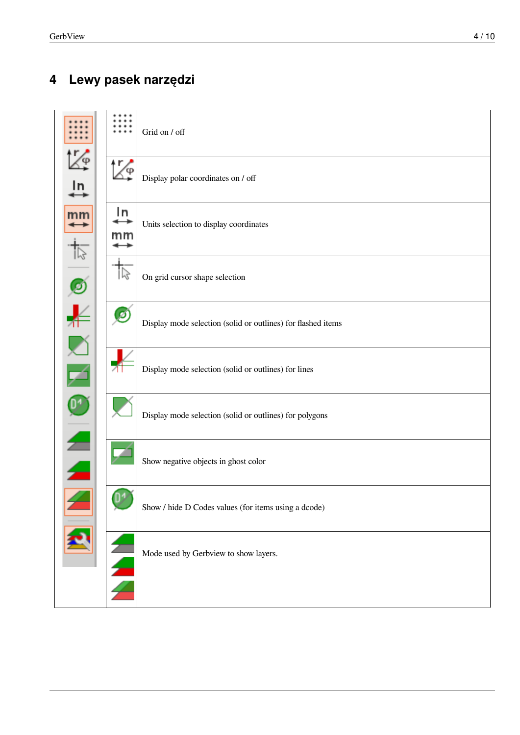# 4 Lewy pasek narzędzi

| | | |
|---|---|---|
| | | Grid on / off |
| | | Display polar coordinates on / off |
| | | Units selection to display coordinates |
| | | On grid cursor shape selection |
| | | Display mode selection (solid or outlines) for flashed items |
| | | Display mode selection (solid or outlines) for lines |
| | | Display mode selection (solid or outlines) for polygons |
| | | Show negative objects in ghost color |
| | | Show / hide D Codes values (for items using a dcode) |
| | | Mode used by Gerbview to show layers. |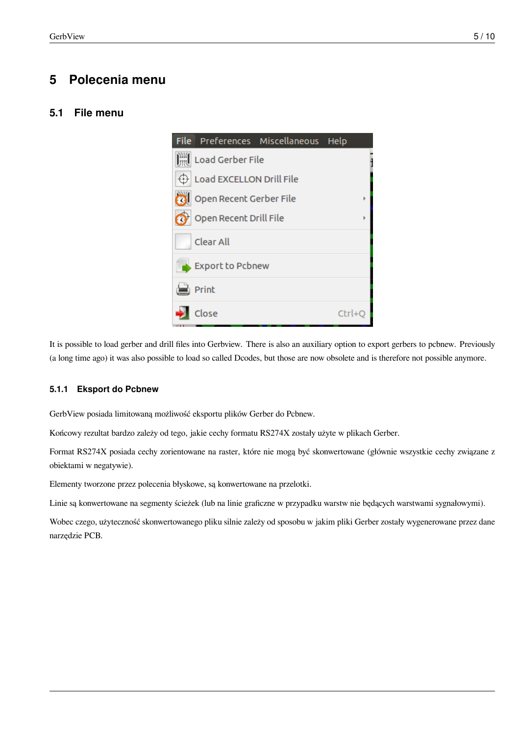# 5 Polecenia menu

## 5.1 File menu

It is possible to load gerber and drill files into Gerbview. There is also an auxiliary option to export gerbers to pcbnew. Previously (a long time ago) it was also possible to load so called Dcodes, but those are now obsolete and is therefore not possible anymore.

### 5.1.1 Eksport do Pcbnew

GerbView posiada limitowaną możliwość eksportu plików Gerber do Pcbnew.

Końcowy rezultat bardzo zależy od tego, jakie cechy formatu RS274X zostały użyte w plikach Gerber.

Format RS274X posiada cechy zorientowane na raster, które nie mogą być skonwertowane (głównie wszystkie cechy związane z obiektami w negatywie).

Elementy tworzone przez polecenia błyskowe, są konwertowane na przelotki.

Linie są konwertowane na segmenty ścieżek (lub na linie graficzne w przypadku warstw nie będących warstwami sygnałowymi).

Wobec czego, użyteczność skonwertowanego pliku silnie zależy od sposobu w jakim pliki Gerber zostały wygenerowane przez dane narzędzie PCB.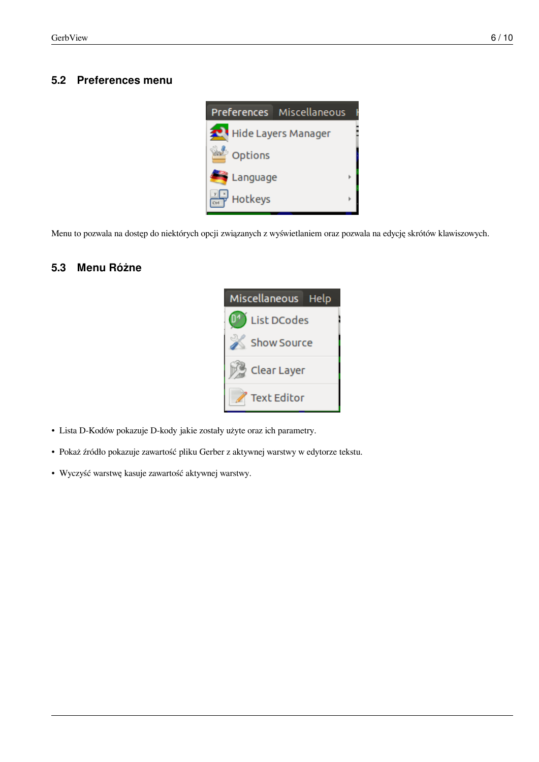## 5.2 Preferences menu

Menu to pozwala na dostęp do niektórych opcji związanych z wyświetlaniem oraz pozwala na edycję skrótów klawiszowych.

## 5.3 Menu Różne

- Lista D-Kodów pokazuje D-kody jakie zostały użyte oraz ich parametry.
- Pokaż źródło pokazuje zawartość pliku Gerber z aktywnej warstwy w edytorze tekstu.
- Wyczyść warstwę kasuje zawartość aktywnej warstwy.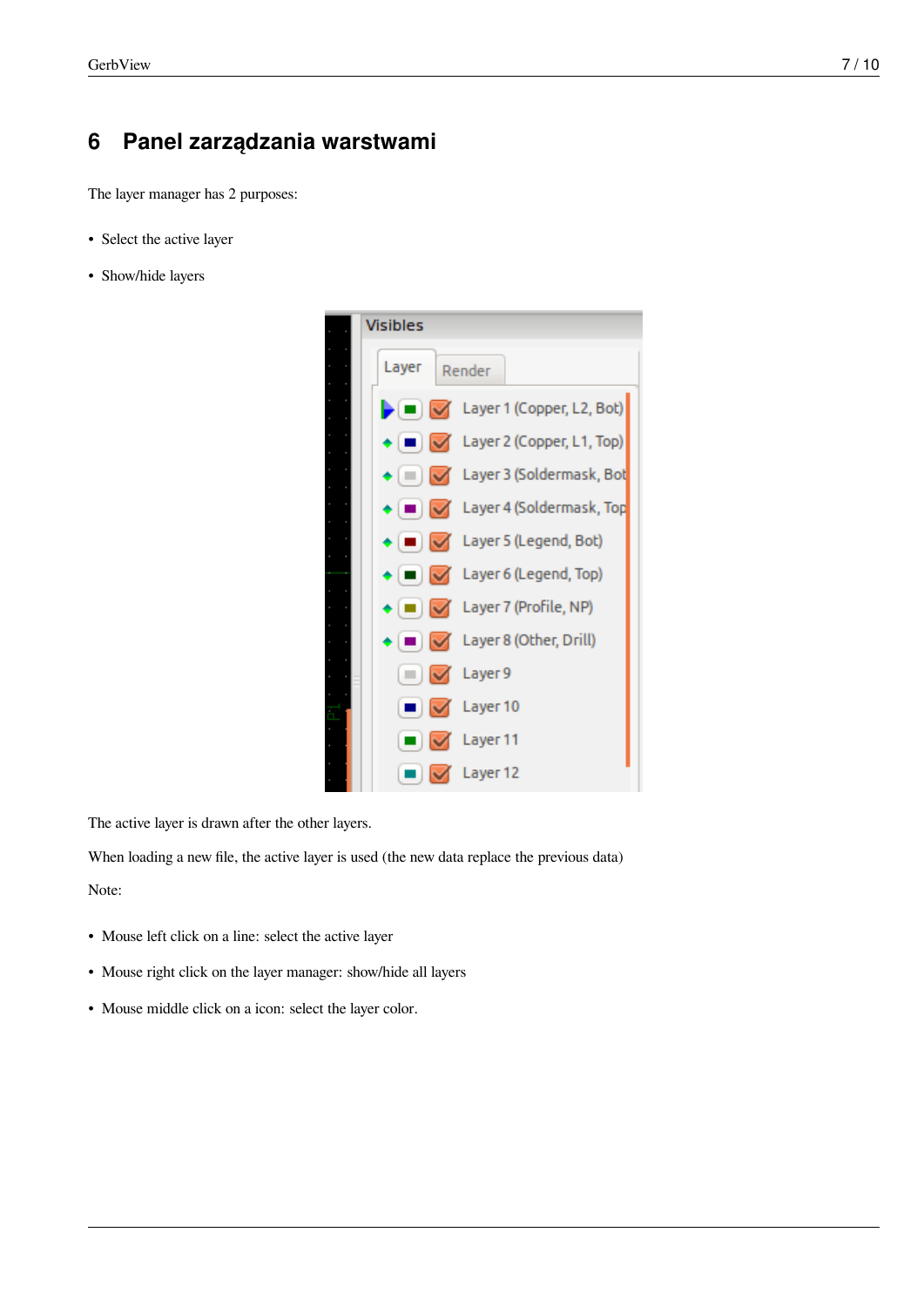# 6 Panel zarządzania warstwami

The layer manager has 2 purposes:

- Select the active layer
- Show/hide layers

The active layer is drawn after the other layers.

When loading a new file, the active layer is used (the new data replace the previous data)

Note:

- Mouse left click on a line: select the active layer
- Mouse right click on the layer manager: show/hide all layers
- Mouse middle click on a icon: select the layer color.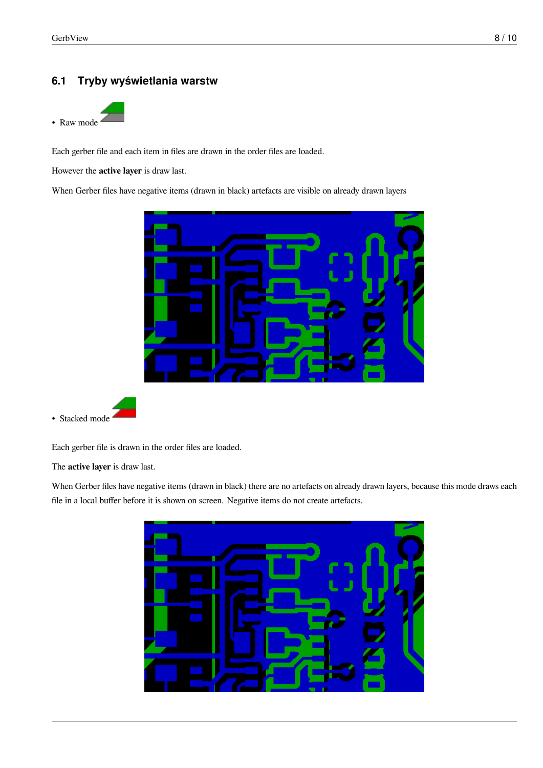## 6.1 Tryby wyświetlania warstw

- Raw mode

Each gerber file and each item in files are drawn in the order files are loaded.

However the **active layer** is draw last.

When Gerber files have negative items (drawn in black) artefacts are visible on already drawn layers

- Stacked mode

Each gerber file is drawn in the order files are loaded.

The **active layer** is draw last.

When Gerber files have negative items (drawn in black) there are no artefacts on already drawn layers, because this mode draws each file in a local buffer before it is shown on screen. Negative items do not create artefacts.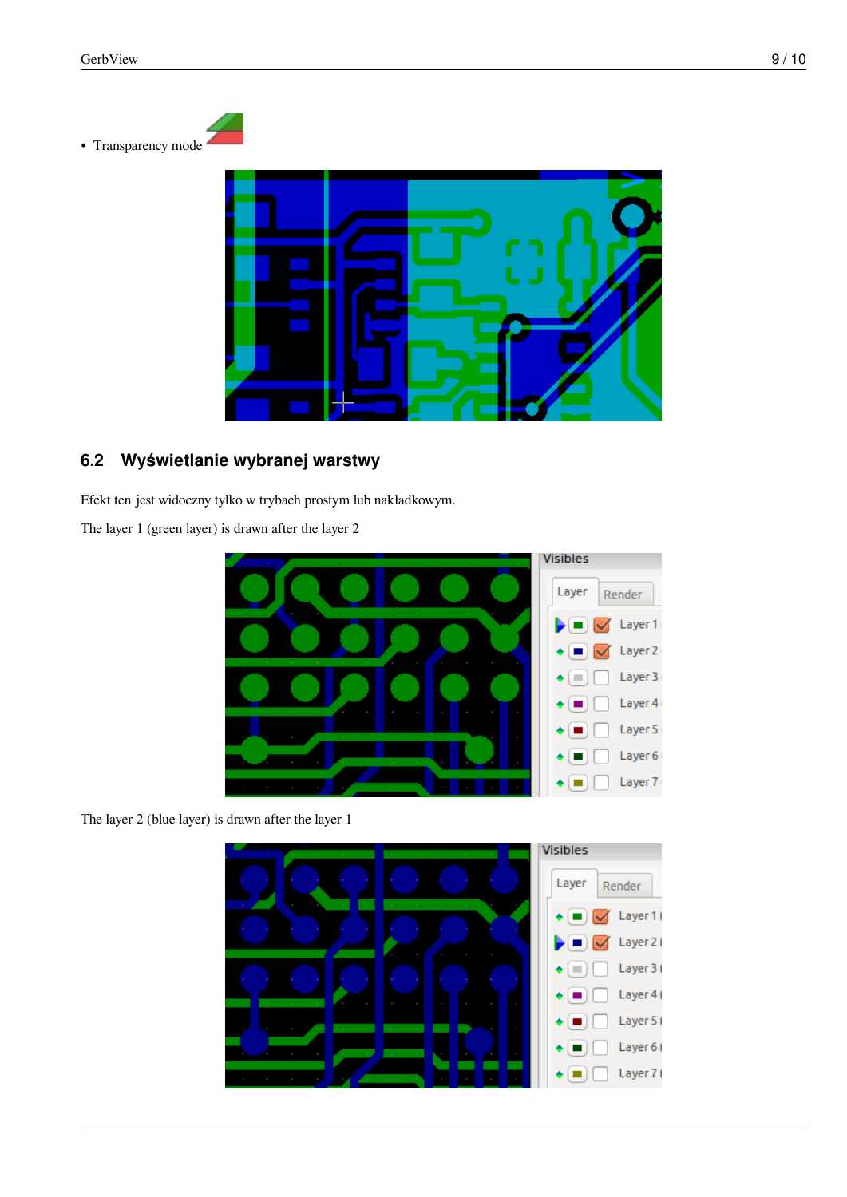- Transparency mode

## 6.2 Wyświetlanie wybranej warstwy

Efekt ten jest widoczny tylko w trybach prostym lub nakładkowym.

The layer 1 (green layer) is drawn after the layer 2

The layer 2 (blue layer) is drawn after the layer 1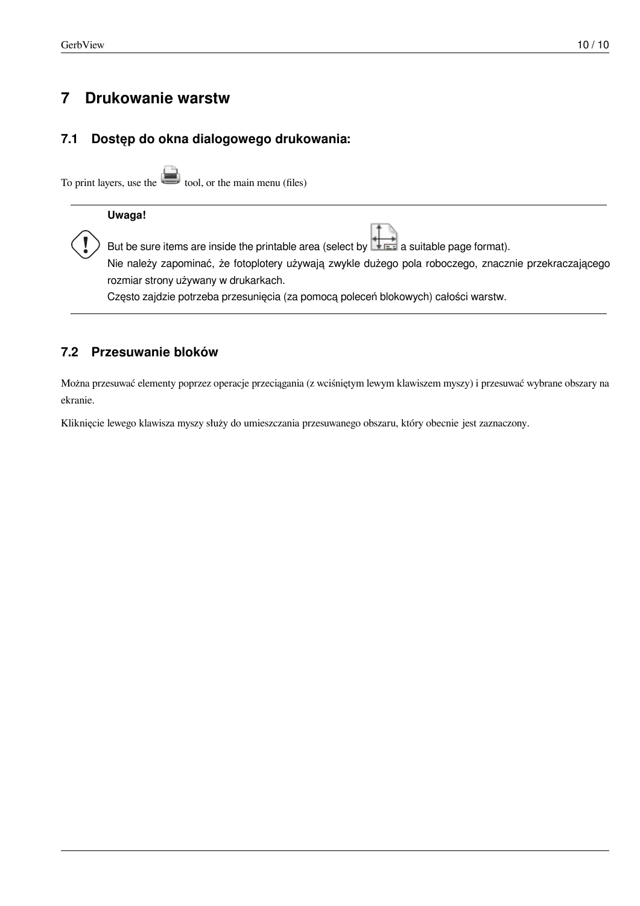# 7 Drukowanie warstw

## 7.1 Dostęp do okna dialogowego drukowania:

To print layers, use the tool, or the main menu (files)

> **Uwaga!**
>
> But be sure items are inside the printable area (select by a suitable page format).
> Nie należy zapominać, że fotoplotery używają zwykle dużego pola roboczego, znacznie przekraczającego rozmiar strony używany w drukarkach.
> Często zajdzie potrzeba przesunięcia (za pomocą poleceń blokowych) całości warstw.

## 7.2 Przesuwanie bloków

Można przesuwać elementy poprzez operacje przeciągania (z wciśniętym lewym klawiszem myszy) i przesuwać wybrane obszary na ekranie.

Kliknięcie lewego klawisza myszy służy do umieszczania przesuwanego obszaru, który obecnie jest zaznaczony.